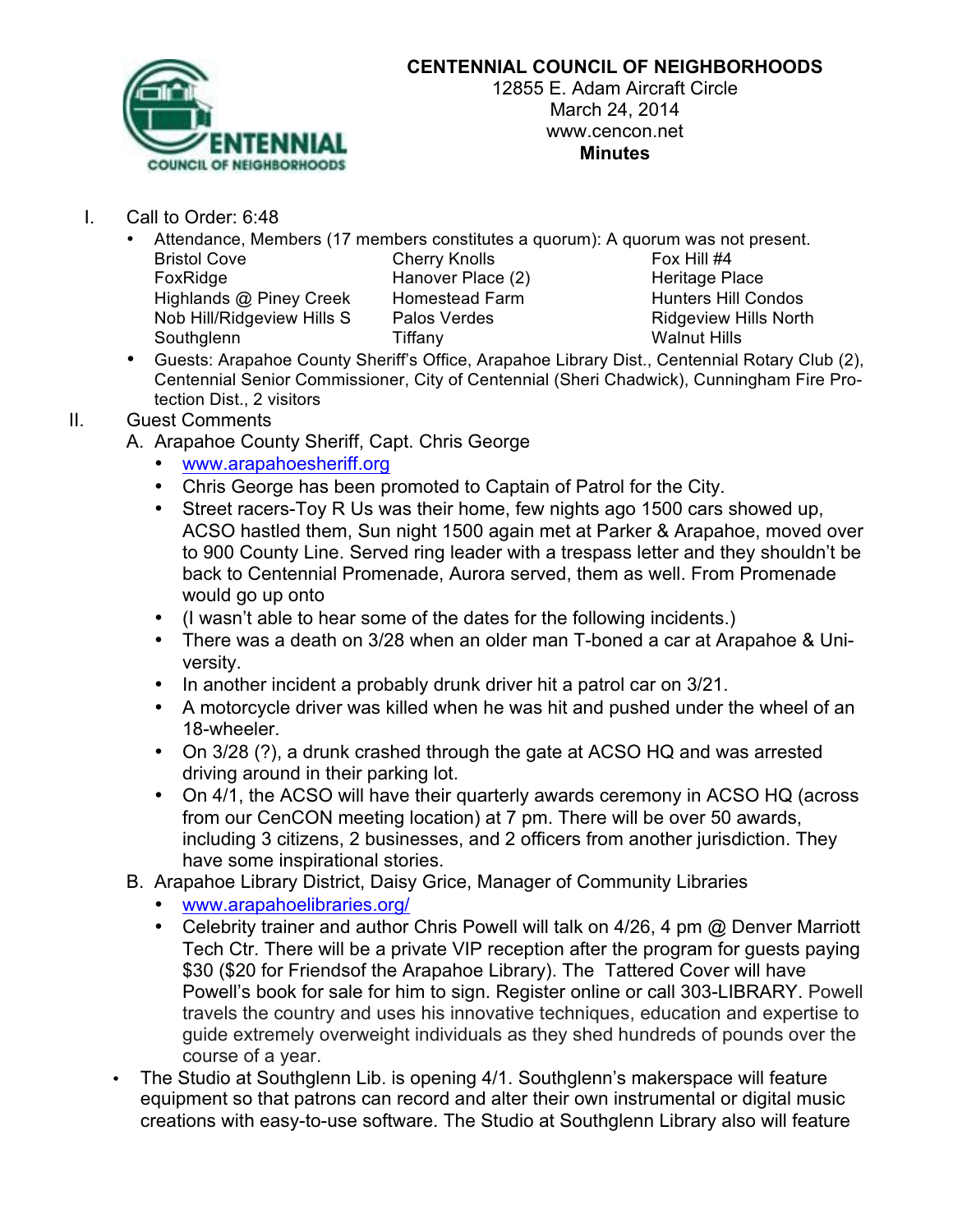# CENTENNIAL COUNCIL OF NEIGHBORHOODS

12855 E. Adam Aircraft Circle
March 24, 2014
www.cencon.net
**Minutes**

I. Call to Order: 6:48

- Attendance, Members (17 members constitutes a quorum): A quorum was not present.

| | | |
|---|---|---|
| Bristol Cove | Cherry Knolls | Fox Hill #4 |
| FoxRidge | Hanover Place (2) | Heritage Place |
| Highlands @ Piney Creek | Homestead Farm | Hunters Hill Condos |
| Nob Hill/Ridgeview Hills S | Palos Verdes | Ridgeview Hills North |
| Southglenn | Tiffany | Walnut Hills |

- Guests: Arapahoe County Sheriff's Office, Arapahoe Library Dist., Centennial Rotary Club (2), Centennial Senior Commissioner, City of Centennial (Sheri Chadwick), Cunningham Fire Protection Dist., 2 visitors

II. Guest Comments

A. Arapahoe County Sheriff, Capt. Chris George

- www.arapahoesheriff.org
- Chris George has been promoted to Captain of Patrol for the City.
- Street racers-Toy R Us was their home, few nights ago 1500 cars showed up, ACSO hastled them, Sun night 1500 again met at Parker & Arapahoe, moved over to 900 County Line. Served ring leader with a trespass letter and they shouldn't be back to Centennial Promenade, Aurora served, them as well. From Promenade would go up onto
- (I wasn't able to hear some of the dates for the following incidents.)
- There was a death on 3/28 when an older man T-boned a car at Arapahoe & University.
- In another incident a probably drunk driver hit a patrol car on 3/21.
- A motorcycle driver was killed when he was hit and pushed under the wheel of an 18-wheeler.
- On 3/28 (?), a drunk crashed through the gate at ACSO HQ and was arrested driving around in their parking lot.
- On 4/1, the ACSO will have their quarterly awards ceremony in ACSO HQ (across from our CenCON meeting location) at 7 pm. There will be over 50 awards, including 3 citizens, 2 businesses, and 2 officers from another jurisdiction. They have some inspirational stories.

B. Arapahoe Library District, Daisy Grice, Manager of Community Libraries

- www.arapahoelibraries.org/
- Celebrity trainer and author Chris Powell will talk on 4/26, 4 pm @ Denver Marriott Tech Ctr. There will be a private VIP reception after the program for guests paying $30 ($20 for Friendsof the Arapahoe Library). The Tattered Cover will have Powell's book for sale for him to sign. Register online or call 303-LIBRARY. Powell travels the country and uses his innovative techniques, education and expertise to guide extremely overweight individuals as they shed hundreds of pounds over the course of a year.

- The Studio at Southglenn Lib. is opening 4/1. Southglenn's makerspace will feature equipment so that patrons can record and alter their own instrumental or digital music creations with easy-to-use software. The Studio at Southglenn Library also will feature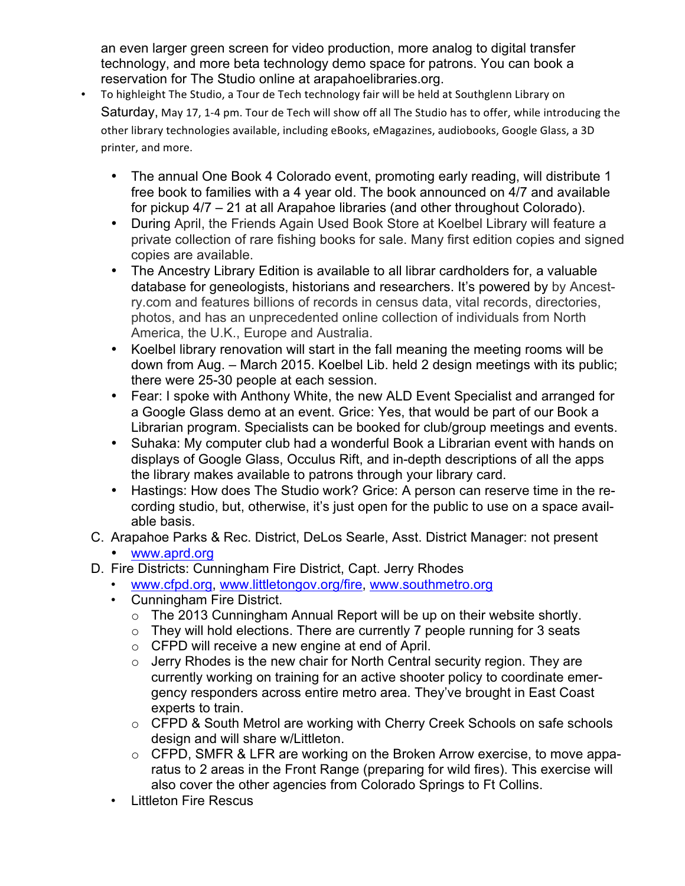an even larger green screen for video production, more analog to digital transfer technology, and more beta technology demo space for patrons. You can book a reservation for The Studio online at arapahoelibraries.org.

- To highleight The Studio, a Tour de Tech technology fair will be held at Southglenn Library on Saturday, May 17, 1-4 pm. Tour de Tech will show off all The Studio has to offer, while introducing the other library technologies available, including eBooks, eMagazines, audiobooks, Google Glass, a 3D printer, and more.
  - The annual One Book 4 Colorado event, promoting early reading, will distribute 1 free book to families with a 4 year old. The book announced on 4/7 and available for pickup 4/7 – 21 at all Arapahoe libraries (and other throughout Colorado).
  - During April, the Friends Again Used Book Store at Koelbel Library will feature a private collection of rare fishing books for sale. Many first edition copies and signed copies are available.
  - The Ancestry Library Edition is available to all librar cardholders for, a valuable database for geneologists, historians and researchers. It's powered by by Ancestry.com and features billions of records in census data, vital records, directories, photos, and has an unprecedented online collection of individuals from North America, the U.K., Europe and Australia.
  - Koelbel library renovation will start in the fall meaning the meeting rooms will be down from Aug. – March 2015. Koelbel Lib. held 2 design meetings with its public; there were 25-30 people at each session.
  - Fear: I spoke with Anthony White, the new ALD Event Specialist and arranged for a Google Glass demo at an event. Grice: Yes, that would be part of our Book a Librarian program. Specialists can be booked for club/group meetings and events.
  - Suhaka: My computer club had a wonderful Book a Librarian event with hands on displays of Google Glass, Occulus Rift, and in-depth descriptions of all the apps the library makes available to patrons through your library card.
  - Hastings: How does The Studio work? Grice: A person can reserve time in the recording studio, but, otherwise, it's just open for the public to use on a space available basis.

C. Arapahoe Parks & Rec. District, DeLos Searle, Asst. District Manager: not present
   - www.aprd.org

D. Fire Districts: Cunningham Fire District, Capt. Jerry Rhodes
   - www.cfpd.org, www.littletongov.org/fire, www.southmetro.org
   - Cunningham Fire District.
     - The 2013 Cunningham Annual Report will be up on their website shortly.
     - They will hold elections. There are currently 7 people running for 3 seats
     - CFPD will receive a new engine at end of April.
     - Jerry Rhodes is the new chair for North Central security region. They are currently working on training for an active shooter policy to coordinate emergency responders across entire metro area. They've brought in East Coast experts to train.
     - CFPD & South Metrol are working with Cherry Creek Schools on safe schools design and will share w/Littleton.
     - CFPD, SMFR & LFR are working on the Broken Arrow exercise, to move apparatus to 2 areas in the Front Range (preparing for wild fires). This exercise will also cover the other agencies from Colorado Springs to Ft Collins.
   - Littleton Fire Rescus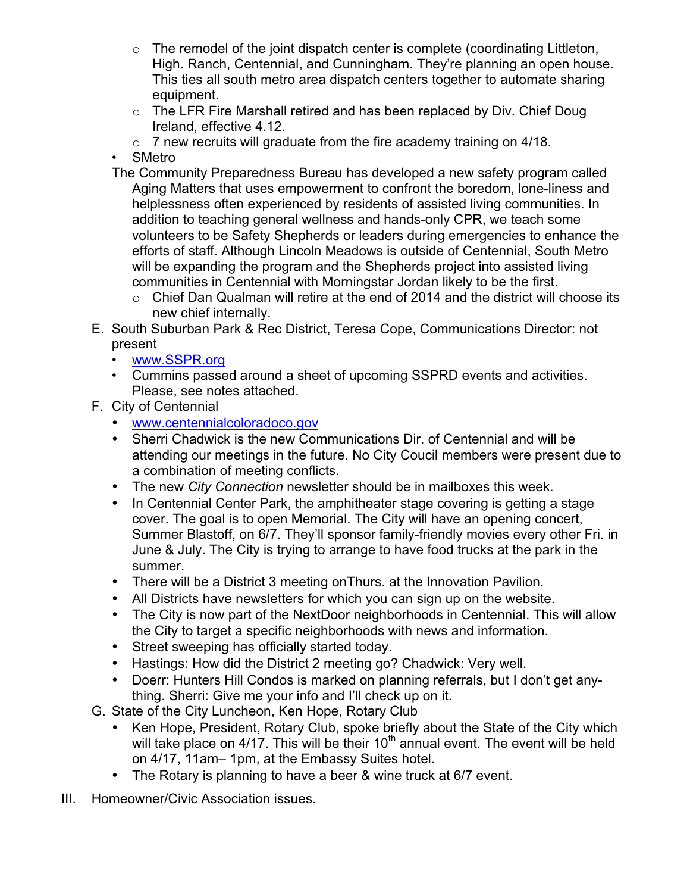- The remodel of the joint dispatch center is complete (coordinating Littleton, High. Ranch, Centennial, and Cunningham. They're planning an open house. This ties all south metro area dispatch centers together to automate sharing equipment.
  - The LFR Fire Marshall retired and has been replaced by Div. Chief Doug Ireland, effective 4.12.
  - 7 new recruits will graduate from the fire academy training on 4/18.
- SMetro

  The Community Preparedness Bureau has developed a new safety program called Aging Matters that uses empowerment to confront the boredom, lone-liness and helplessness often experienced by residents of assisted living communities. In addition to teaching general wellness and hands-only CPR, we teach some volunteers to be Safety Shepherds or leaders during emergencies to enhance the efforts of staff. Although Lincoln Meadows is outside of Centennial, South Metro will be expanding the program and the Shepherds project into assisted living communities in Centennial with Morningstar Jordan likely to be the first.
  - Chief Dan Qualman will retire at the end of 2014 and the district will choose its new chief internally.

E. South Suburban Park & Rec District, Teresa Cope, Communications Director: not present
- www.SSPR.org
- Cummins passed around a sheet of upcoming SSPRD events and activities. Please, see notes attached.

F. City of Centennial
- www.centennialcoloradoco.gov
- Sherri Chadwick is the new Communications Dir. of Centennial and will be attending our meetings in the future. No City Coucil members were present due to a combination of meeting conflicts.
- The new *City Connection* newsletter should be in mailboxes this week.
- In Centennial Center Park, the amphitheater stage covering is getting a stage cover. The goal is to open Memorial. The City will have an opening concert, Summer Blastoff, on 6/7. They'll sponsor family-friendly movies every other Fri. in June & July. The City is trying to arrange to have food trucks at the park in the summer.
- There will be a District 3 meeting onThurs. at the Innovation Pavilion.
- All Districts have newsletters for which you can sign up on the website.
- The City is now part of the NextDoor neighborhoods in Centennial. This will allow the City to target a specific neighborhoods with news and information.
- Street sweeping has officially started today.
- Hastings: How did the District 2 meeting go? Chadwick: Very well.
- Doerr: Hunters Hill Condos is marked on planning referrals, but I don't get any-thing. Sherri: Give me your info and I'll check up on it.

G. State of the City Luncheon, Ken Hope, Rotary Club
- Ken Hope, President, Rotary Club, spoke briefly about the State of the City which will take place on 4/17. This will be their 10th annual event. The event will be held on 4/17, 11am– 1pm, at the Embassy Suites hotel.
- The Rotary is planning to have a beer & wine truck at 6/7 event.

III. Homeowner/Civic Association issues.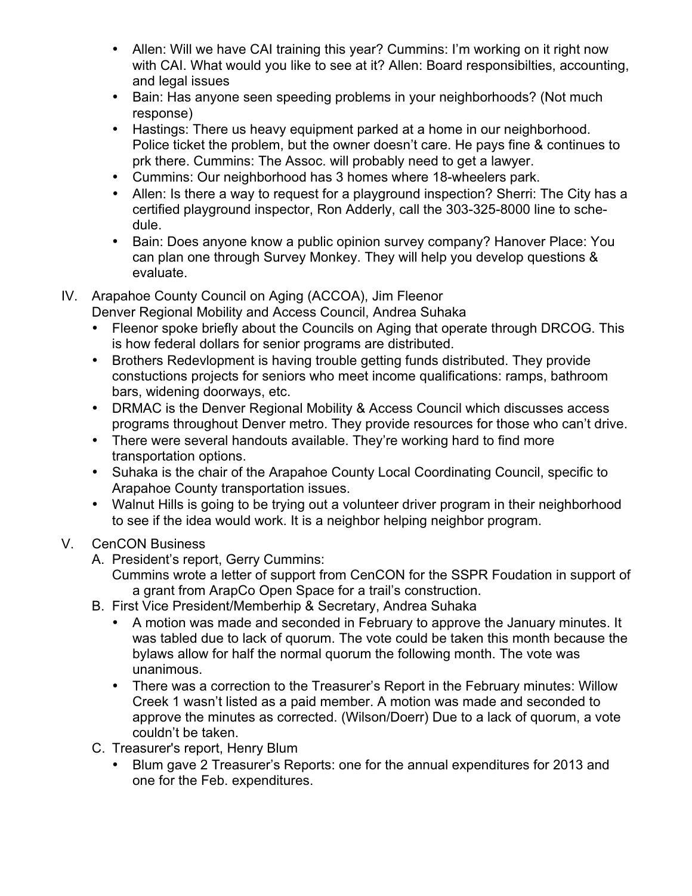- Allen: Will we have CAI training this year? Cummins: I'm working on it right now with CAI. What would you like to see at it? Allen: Board responsibilties, accounting, and legal issues
- Bain: Has anyone seen speeding problems in your neighborhoods? (Not much response)
- Hastings: There us heavy equipment parked at a home in our neighborhood. Police ticket the problem, but the owner doesn't care. He pays fine & continues to prk there. Cummins: The Assoc. will probably need to get a lawyer.
- Cummins: Our neighborhood has 3 homes where 18-wheelers park.
- Allen: Is there a way to request for a playground inspection? Sherri: The City has a certified playground inspector, Ron Adderly, call the 303-325-8000 line to schedule.
- Bain: Does anyone know a public opinion survey company? Hanover Place: You can plan one through Survey Monkey. They will help you develop questions & evaluate.

IV. Arapahoe County Council on Aging (ACCOA), Jim Fleenor
Denver Regional Mobility and Access Council, Andrea Suhaka

- Fleenor spoke briefly about the Councils on Aging that operate through DRCOG. This is how federal dollars for senior programs are distributed.
- Brothers Redevlopment is having trouble getting funds distributed. They provide constuctions projects for seniors who meet income qualifications: ramps, bathroom bars, widening doorways, etc.
- DRMAC is the Denver Regional Mobility & Access Council which discusses access programs throughout Denver metro. They provide resources for those who can't drive.
- There were several handouts available. They're working hard to find more transportation options.
- Suhaka is the chair of the Arapahoe County Local Coordinating Council, specific to Arapahoe County transportation issues.
- Walnut Hills is going to be trying out a volunteer driver program in their neighborhood to see if the idea would work. It is a neighbor helping neighbor program.

V. CenCON Business

A. President's report, Gerry Cummins:
Cummins wrote a letter of support from CenCON for the SSPR Foudation in support of a grant from ArapCo Open Space for a trail's construction.

B. First Vice President/Memberhip & Secretary, Andrea Suhaka

- A motion was made and seconded in February to approve the January minutes. It was tabled due to lack of quorum. The vote could be taken this month because the bylaws allow for half the normal quorum the following month. The vote was unanimous.
- There was a correction to the Treasurer's Report in the February minutes: Willow Creek 1 wasn't listed as a paid member. A motion was made and seconded to approve the minutes as corrected. (Wilson/Doerr) Due to a lack of quorum, a vote couldn't be taken.

C. Treasurer's report, Henry Blum

- Blum gave 2 Treasurer's Reports: one for the annual expenditures for 2013 and one for the Feb. expenditures.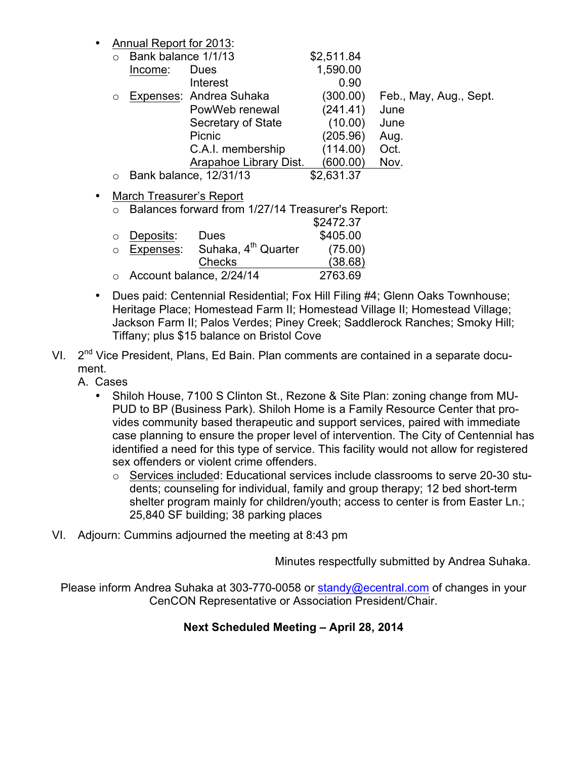- Annual Report for 2013:
  - Bank balance 1/1/13 $2,511.84

| | | | |
|---|---|---|---|
| Income: | Dues | 1,590.00 | |
| | Interest | 0.90 | |
| Expenses: | Andrea Suhaka | (300.00) | Feb., May, Aug., Sept. |
| | PowWeb renewal | (241.41) | June |
| | Secretary of State | (10.00) | June |
| | Picnic | (205.96) | Aug. |
| | C.A.I. membership | (114.00) | Oct. |
| | Arapahoe Library Dist. | (600.00) | Nov. |
| Bank balance, 12/31/13 | | $2,631.37 | |

- March Treasurer's Report
  - Balances forward from 1/27/14 Treasurer's Report: $2472.37

| | | |
|---|---|---|
| Deposits: | Dues | $405.00 |
| Expenses: | Suhaka, 4th Quarter | (75.00) |
| | Checks | (38.68) |
| Account balance, 2/24/14 | | 2763.69 |

- Dues paid: Centennial Residential; Fox Hill Filing #4; Glenn Oaks Townhouse; Heritage Place; Homestead Farm II; Homestead Village II; Homestead Village; Jackson Farm II; Palos Verdes; Piney Creek; Saddlerock Ranches; Smoky Hill; Tiffany; plus $15 balance on Bristol Cove

VI. 2nd Vice President, Plans, Ed Bain. Plan comments are contained in a separate document.

A. Cases

- Shiloh House, 7100 S Clinton St., Rezone & Site Plan: zoning change from MU-PUD to BP (Business Park). Shiloh Home is a Family Resource Center that provides community based therapeutic and support services, paired with immediate case planning to ensure the proper level of intervention. The City of Centennial has identified a need for this type of service. This facility would not allow for registered sex offenders or violent crime offenders.
  - Services included: Educational services include classrooms to serve 20-30 students; counseling for individual, family and group therapy; 12 bed short-term shelter program mainly for children/youth; access to center is from Easter Ln.; 25,840 SF building; 38 parking places

VI. Adjourn: Cummins adjourned the meeting at 8:43 pm

Minutes respectfully submitted by Andrea Suhaka.

Please inform Andrea Suhaka at 303-770-0058 or standy@ecentral.com of changes in your CenCON Representative or Association President/Chair.

**Next Scheduled Meeting – April 28, 2014**